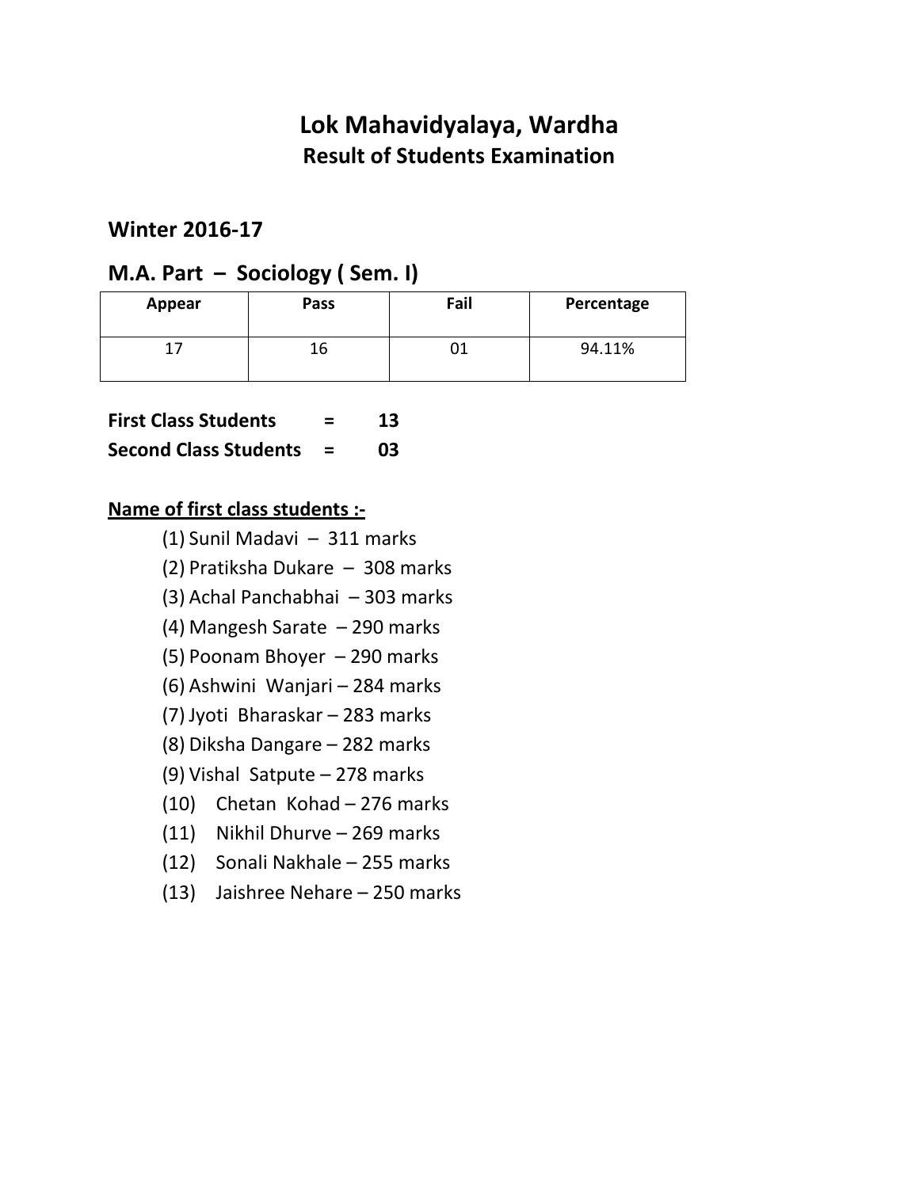# Lok Mahavidyalaya, Wardha

## Result of Students Examination

### Winter 2016-17

### M.A. Part – Sociology ( Sem. I)

| Appear | Pass | Fail | Percentage |
|---|---|---|---|
| 17 | 16 | 01 | 94.11% |

**First Class Students = 13**
**Second Class Students = 03**

**Name of first class students :-**

(1) Sunil Madavi – 311 marks
(2) Pratiksha Dukare – 308 marks
(3) Achal Panchabhai – 303 marks
(4) Mangesh Sarate – 290 marks
(5) Poonam Bhoyer – 290 marks
(6) Ashwini Wanjari – 284 marks
(7) Jyoti Bharaskar – 283 marks
(8) Diksha Dangare – 282 marks
(9) Vishal Satpute – 278 marks
(10) Chetan Kohad – 276 marks
(11) Nikhil Dhurve – 269 marks
(12) Sonali Nakhale – 255 marks
(13) Jaishree Nehare – 250 marks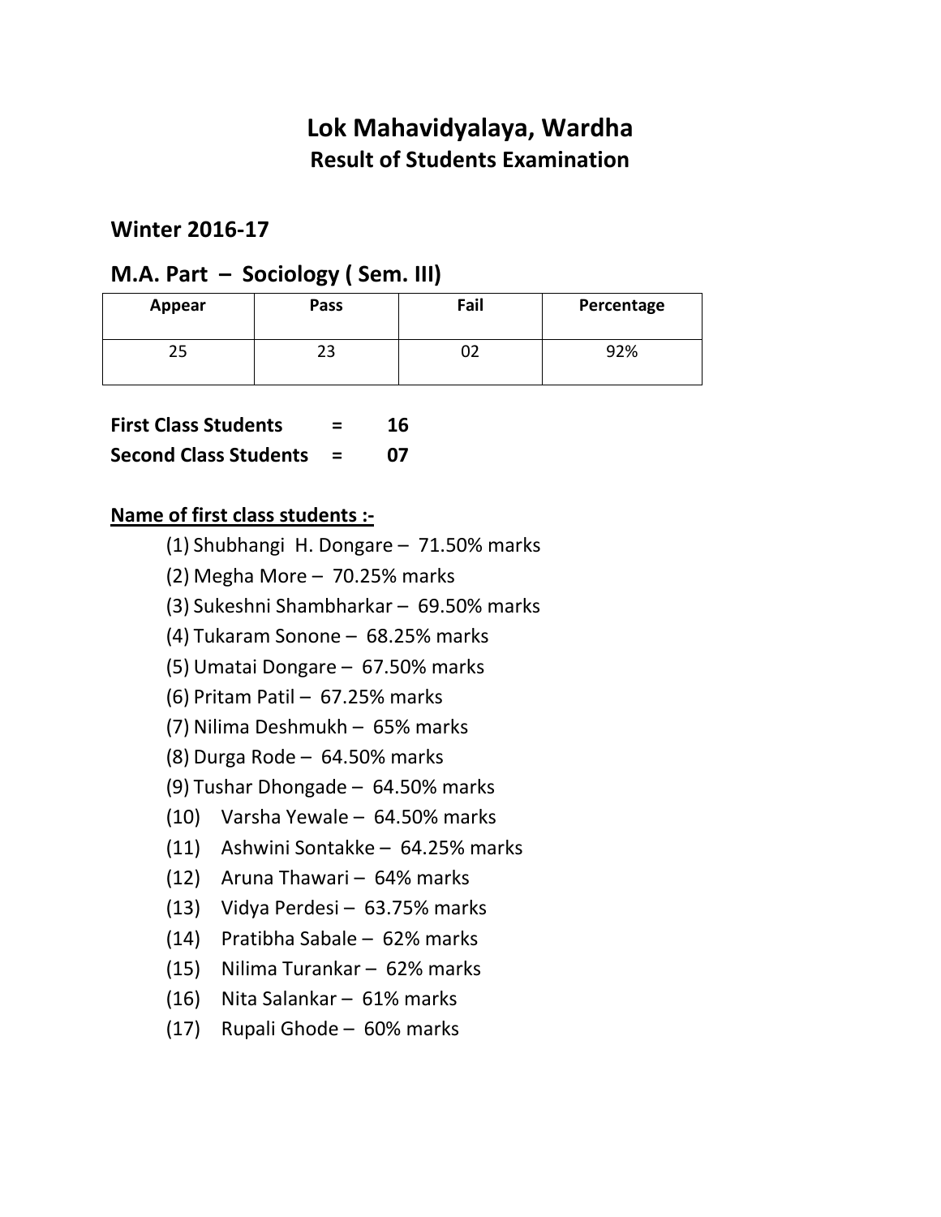# Lok Mahavidyalaya, Wardha

## Result of Students Examination

### Winter 2016-17

### M.A. Part – Sociology ( Sem. III)

| Appear | Pass | Fail | Percentage |
|---|---|---|---|
| 25 | 23 | 02 | 92% |

**First Class Students = 16**
**Second Class Students = 07**

**Name of first class students :-**

(1) Shubhangi H. Dongare – 71.50% marks
(2) Megha More – 70.25% marks
(3) Sukeshni Shambharkar – 69.50% marks
(4) Tukaram Sonone – 68.25% marks
(5) Umatai Dongare – 67.50% marks
(6) Pritam Patil – 67.25% marks
(7) Nilima Deshmukh – 65% marks
(8) Durga Rode – 64.50% marks
(9) Tushar Dhongade – 64.50% marks
(10) Varsha Yewale – 64.50% marks
(11) Ashwini Sontakke – 64.25% marks
(12) Aruna Thawari – 64% marks
(13) Vidya Perdesi – 63.75% marks
(14) Pratibha Sabale – 62% marks
(15) Nilima Turankar – 62% marks
(16) Nita Salankar – 61% marks
(17) Rupali Ghode – 60% marks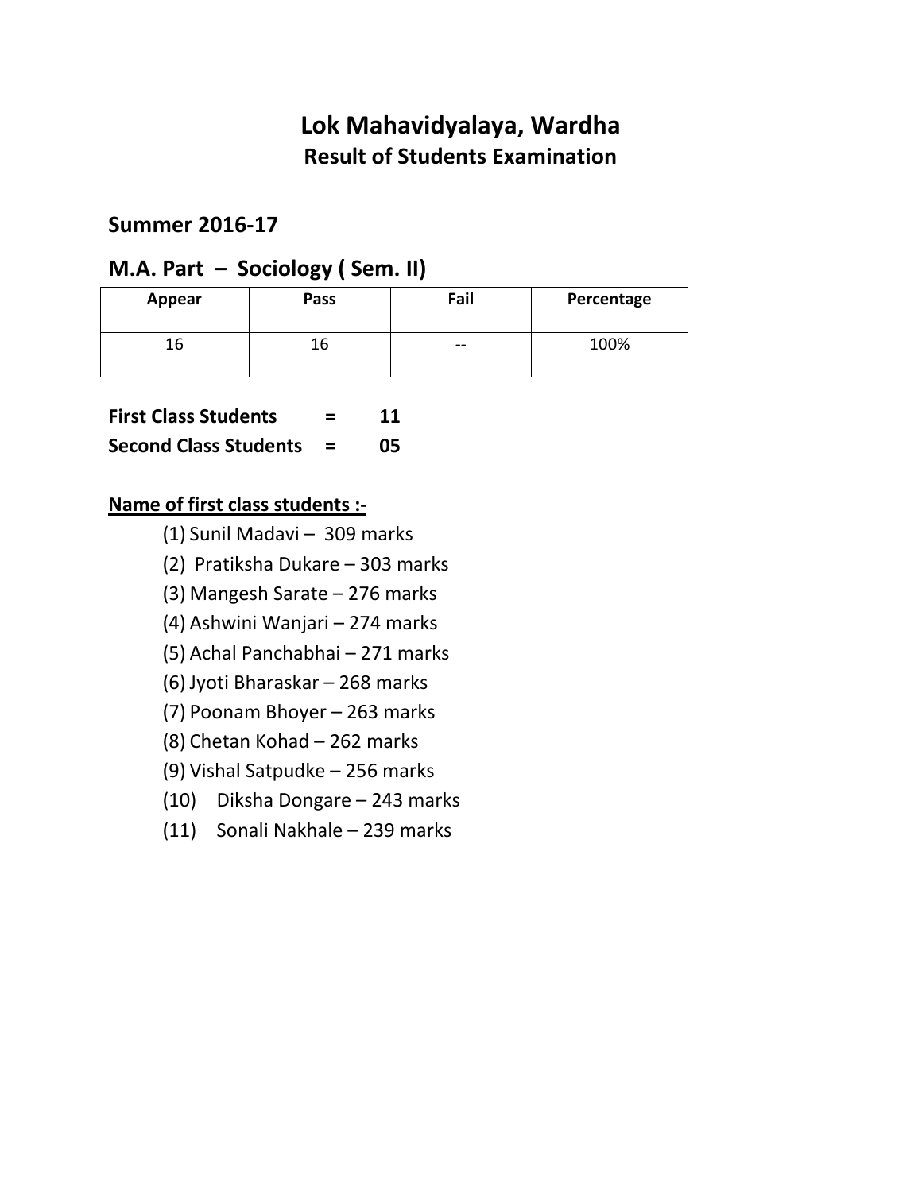# Lok Mahavidyalaya, Wardha

## Result of Students Examination

## Summer 2016-17

## M.A. Part – Sociology ( Sem. II)

| Appear | Pass | Fail | Percentage |
|---|---|---|---|
| 16 | 16 | -- | 100% |

**First Class Students = 11**

**Second Class Students = 05**

**<u>Name of first class students :-</u>**

(1) Sunil Madavi – 309 marks
(2) Pratiksha Dukare – 303 marks
(3) Mangesh Sarate – 276 marks
(4) Ashwini Wanjari – 274 marks
(5) Achal Panchabhai – 271 marks
(6) Jyoti Bharaskar – 268 marks
(7) Poonam Bhoyer – 263 marks
(8) Chetan Kohad – 262 marks
(9) Vishal Satpudke – 256 marks
(10) Diksha Dongare – 243 marks
(11) Sonali Nakhale – 239 marks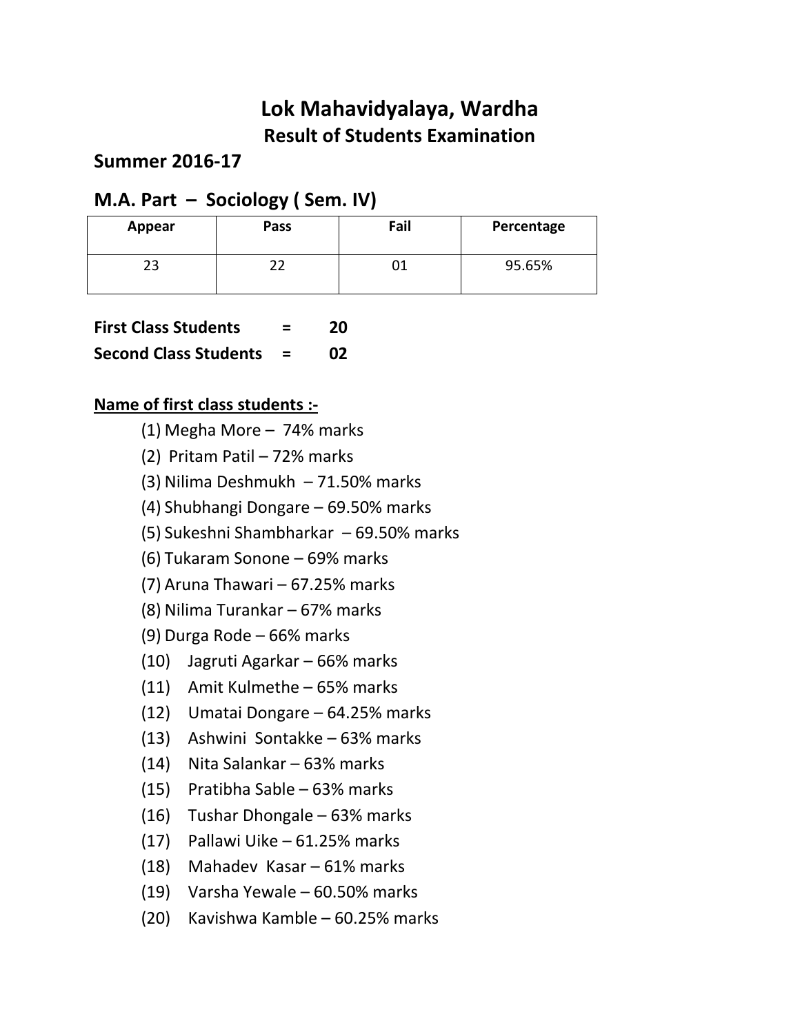# Lok Mahavidyalaya, Wardha

## Result of Students Examination

### Summer 2016-17

### M.A. Part – Sociology ( Sem. IV)

| Appear | Pass | Fail | Percentage |
|---|---|---|---|
| 23 | 22 | 01 | 95.65% |

**First Class Students = 20**

**Second Class Students = 02**

**Name of first class students :-**

(1) Megha More – 74% marks
(2) Pritam Patil – 72% marks
(3) Nilima Deshmukh – 71.50% marks
(4) Shubhangi Dongare – 69.50% marks
(5) Sukeshni Shambharkar – 69.50% marks
(6) Tukaram Sonone – 69% marks
(7) Aruna Thawari – 67.25% marks
(8) Nilima Turankar – 67% marks
(9) Durga Rode – 66% marks
(10) Jagruti Agarkar – 66% marks
(11) Amit Kulmethe – 65% marks
(12) Umatai Dongare – 64.25% marks
(13) Ashwini Sontakke – 63% marks
(14) Nita Salankar – 63% marks
(15) Pratibha Sable – 63% marks
(16) Tushar Dhongale – 63% marks
(17) Pallawi Uike – 61.25% marks
(18) Mahadev Kasar – 61% marks
(19) Varsha Yewale – 60.50% marks
(20) Kavishwa Kamble – 60.25% marks